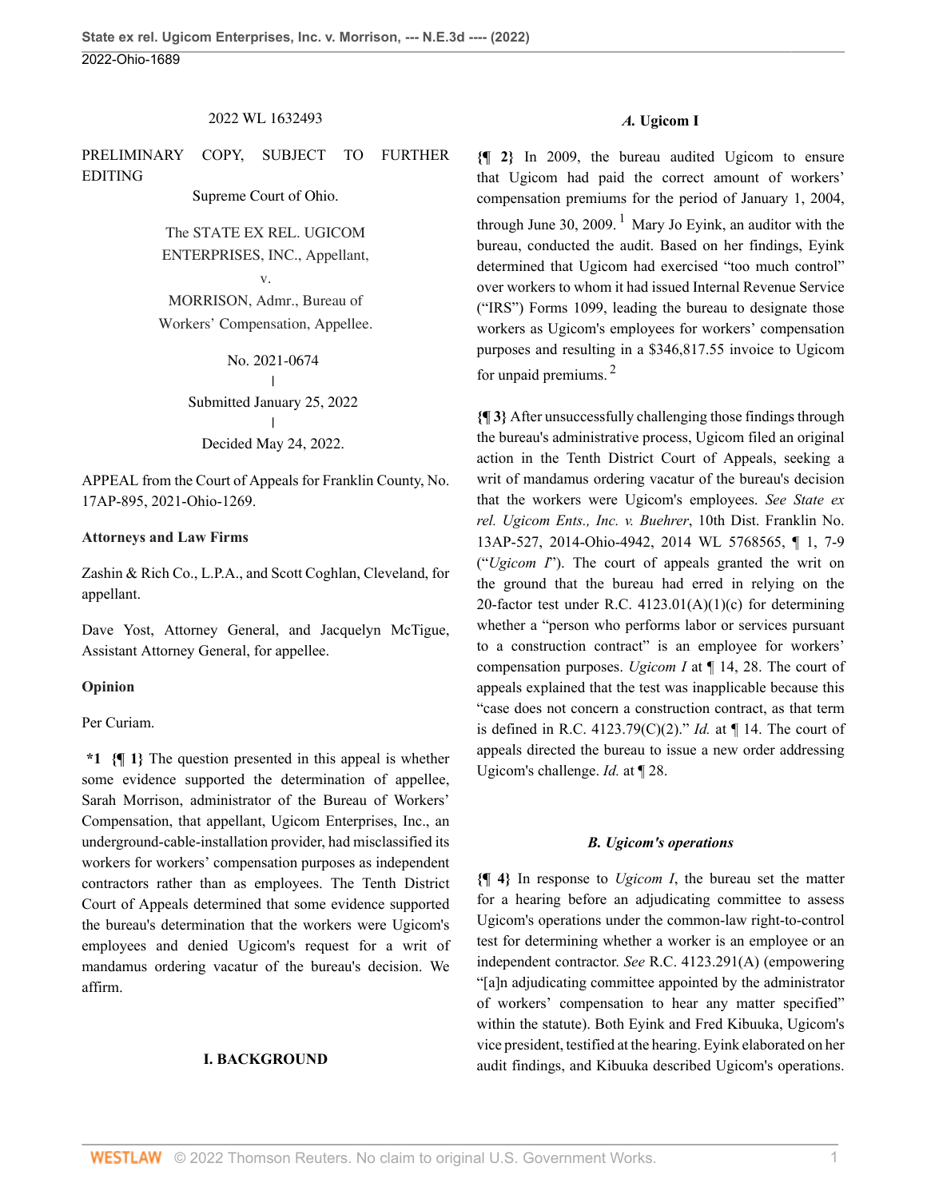2022 WL 1632493

PRELIMINARY COPY, SUBJECT TO FURTHER EDITING

Supreme Court of Ohio.

The STATE EX REL. UGICOM ENTERPRISES, INC., Appellant,
v.
MORRISON, Admr., Bureau of Workers' Compensation, Appellee.

No. 2021-0674
|
Submitted January 25, 2022
|
Decided May 24, 2022.

APPEAL from the Court of Appeals for Franklin County, No. 17AP-895, 2021-Ohio-1269.

**Attorneys and Law Firms**

Zashin & Rich Co., L.P.A., and Scott Coghlan, Cleveland, for appellant.

Dave Yost, Attorney General, and Jacquelyn McTigue, Assistant Attorney General, for appellee.

**Opinion**

Per Curiam.

**\*1 {¶ 1}** The question presented in this appeal is whether some evidence supported the determination of appellee, Sarah Morrison, administrator of the Bureau of Workers' Compensation, that appellant, Ugicom Enterprises, Inc., an underground-cable-installation provider, had misclassified its workers for workers' compensation purposes as independent contractors rather than as employees. The Tenth District Court of Appeals determined that some evidence supported the bureau's determination that the workers were Ugicom's employees and denied Ugicom's request for a writ of mandamus ordering vacatur of the bureau's decision. We affirm.

## I. BACKGROUND

### *A.* Ugicom I

**{¶ 2}** In 2009, the bureau audited Ugicom to ensure that Ugicom had paid the correct amount of workers' compensation premiums for the period of January 1, 2004, through June 30, 2009.[1] Mary Jo Eyink, an auditor with the bureau, conducted the audit. Based on her findings, Eyink determined that Ugicom had exercised "too much control" over workers to whom it had issued Internal Revenue Service ("IRS") Forms 1099, leading the bureau to designate those workers as Ugicom's employees for workers' compensation purposes and resulting in a $346,817.55 invoice to Ugicom for unpaid premiums.[2]

**{¶ 3}** After unsuccessfully challenging those findings through the bureau's administrative process, Ugicom filed an original action in the Tenth District Court of Appeals, seeking a writ of mandamus ordering vacatur of the bureau's decision that the workers were Ugicom's employees. *See State ex rel. Ugicom Ents., Inc. v. Buehrer*, 10th Dist. Franklin No. 13AP-527, 2014-Ohio-4942, 2014 WL 5768565, ¶ 1, 7-9 ("*Ugicom I*"). The court of appeals granted the writ on the ground that the bureau had erred in relying on the 20-factor test under R.C. 4123.01(A)(1)(c) for determining whether a "person who performs labor or services pursuant to a construction contract" is an employee for workers' compensation purposes. *Ugicom I* at ¶ 14, 28. The court of appeals explained that the test was inapplicable because this "case does not concern a construction contract, as that term is defined in R.C. 4123.79(C)(2)." *Id.* at ¶ 14. The court of appeals directed the bureau to issue a new order addressing Ugicom's challenge. *Id.* at ¶ 28.

### *B. Ugicom's operations*

**{¶ 4}** In response to *Ugicom I*, the bureau set the matter for a hearing before an adjudicating committee to assess Ugicom's operations under the common-law right-to-control test for determining whether a worker is an employee or an independent contractor. *See* R.C. 4123.291(A) (empowering "[a]n adjudicating committee appointed by the administrator of workers' compensation to hear any matter specified" within the statute). Both Eyink and Fred Kibuuka, Ugicom's vice president, testified at the hearing. Eyink elaborated on her audit findings, and Kibuuka described Ugicom's operations.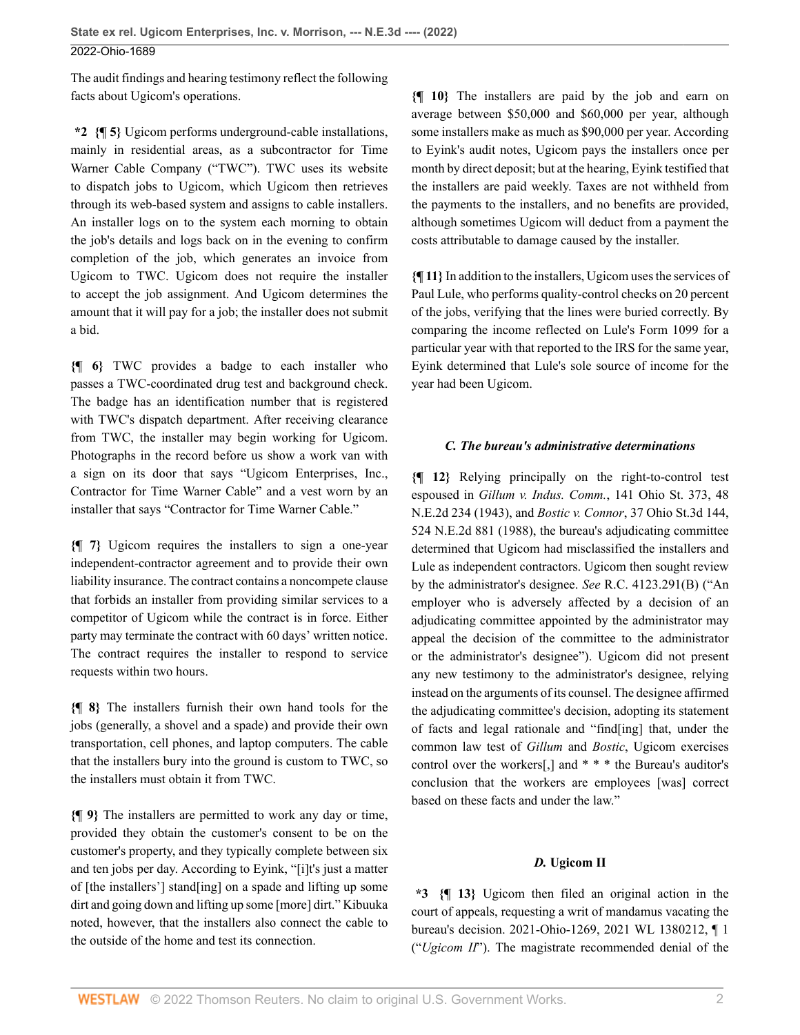The audit findings and hearing testimony reflect the following facts about Ugicom's operations.

**\*2 {¶ 5}** Ugicom performs underground-cable installations, mainly in residential areas, as a subcontractor for Time Warner Cable Company ("TWC"). TWC uses its website to dispatch jobs to Ugicom, which Ugicom then retrieves through its web-based system and assigns to cable installers. An installer logs on to the system each morning to obtain the job's details and logs back on in the evening to confirm completion of the job, which generates an invoice from Ugicom to TWC. Ugicom does not require the installer to accept the job assignment. And Ugicom determines the amount that it will pay for a job; the installer does not submit a bid.

**{¶ 6}** TWC provides a badge to each installer who passes a TWC-coordinated drug test and background check. The badge has an identification number that is registered with TWC's dispatch department. After receiving clearance from TWC, the installer may begin working for Ugicom. Photographs in the record before us show a work van with a sign on its door that says "Ugicom Enterprises, Inc., Contractor for Time Warner Cable" and a vest worn by an installer that says "Contractor for Time Warner Cable."

**{¶ 7}** Ugicom requires the installers to sign a one-year independent-contractor agreement and to provide their own liability insurance. The contract contains a noncompete clause that forbids an installer from providing similar services to a competitor of Ugicom while the contract is in force. Either party may terminate the contract with 60 days' written notice. The contract requires the installer to respond to service requests within two hours.

**{¶ 8}** The installers furnish their own hand tools for the jobs (generally, a shovel and a spade) and provide their own transportation, cell phones, and laptop computers. The cable that the installers bury into the ground is custom to TWC, so the installers must obtain it from TWC.

**{¶ 9}** The installers are permitted to work any day or time, provided they obtain the customer's consent to be on the customer's property, and they typically complete between six and ten jobs per day. According to Eyink, "[i]t's just a matter of [the installers'] stand[ing] on a spade and lifting up some dirt and going down and lifting up some [more] dirt." Kibuuka noted, however, that the installers also connect the cable to the outside of the home and test its connection.

**{¶ 10}** The installers are paid by the job and earn on average between $50,000 and $60,000 per year, although some installers make as much as $90,000 per year. According to Eyink's audit notes, Ugicom pays the installers once per month by direct deposit; but at the hearing, Eyink testified that the installers are paid weekly. Taxes are not withheld from the payments to the installers, and no benefits are provided, although sometimes Ugicom will deduct from a payment the costs attributable to damage caused by the installer.

**{¶ 11}** In addition to the installers, Ugicom uses the services of Paul Lule, who performs quality-control checks on 20 percent of the jobs, verifying that the lines were buried correctly. By comparing the income reflected on Lule's Form 1099 for a particular year with that reported to the IRS for the same year, Eyink determined that Lule's sole source of income for the year had been Ugicom.

### *C. The bureau's administrative determinations*

**{¶ 12}** Relying principally on the right-to-control test espoused in *Gillum v. Indus. Comm.*, 141 Ohio St. 373, 48 N.E.2d 234 (1943), and *Bostic v. Connor*, 37 Ohio St.3d 144, 524 N.E.2d 881 (1988), the bureau's adjudicating committee determined that Ugicom had misclassified the installers and Lule as independent contractors. Ugicom then sought review by the administrator's designee. *See* R.C. 4123.291(B) ("An employer who is adversely affected by a decision of an adjudicating committee appointed by the administrator may appeal the decision of the committee to the administrator or the administrator's designee"). Ugicom did not present any new testimony to the administrator's designee, relying instead on the arguments of its counsel. The designee affirmed the adjudicating committee's decision, adopting its statement of facts and legal rationale and "find[ing] that, under the common law test of *Gillum* and *Bostic*, Ugicom exercises control over the workers[,] and * * * the Bureau's auditor's conclusion that the workers are employees [was] correct based on these facts and under the law."

### *D.* **Ugicom II**

**\*3 {¶ 13}** Ugicom then filed an original action in the court of appeals, requesting a writ of mandamus vacating the bureau's decision. 2021-Ohio-1269, 2021 WL 1380212, ¶ 1 ("*Ugicom II*"). The magistrate recommended denial of the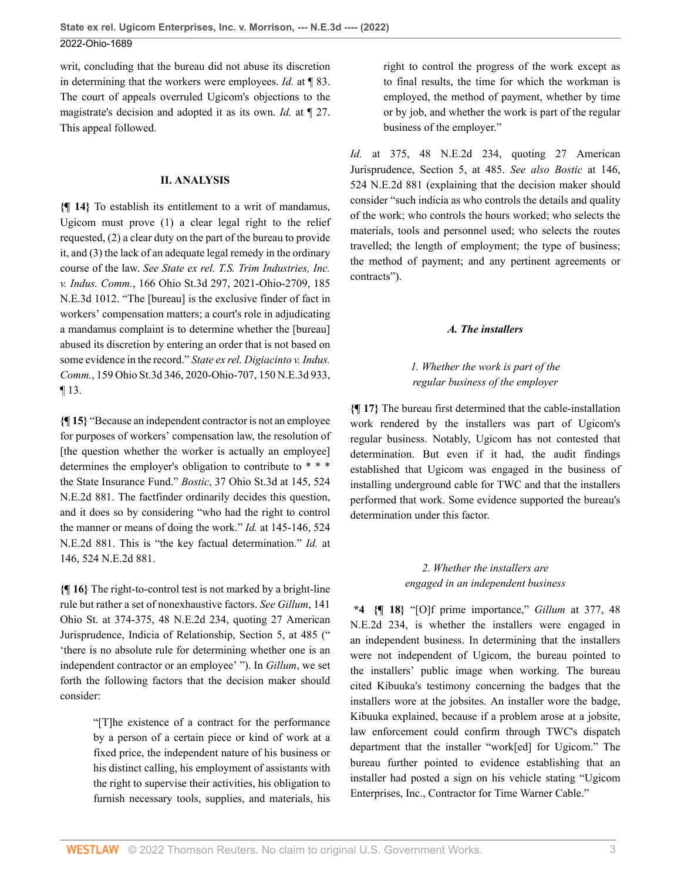writ, concluding that the bureau did not abuse its discretion in determining that the workers were employees. *Id.* at ¶ 83. The court of appeals overruled Ugicom's objections to the magistrate's decision and adopted it as its own. *Id.* at ¶ 27. This appeal followed.

## II. ANALYSIS

**{¶ 14}** To establish its entitlement to a writ of mandamus, Ugicom must prove (1) a clear legal right to the relief requested, (2) a clear duty on the part of the bureau to provide it, and (3) the lack of an adequate legal remedy in the ordinary course of the law. *See State ex rel. T.S. Trim Industries, Inc. v. Indus. Comm.*, 166 Ohio St.3d 297, 2021-Ohio-2709, 185 N.E.3d 1012. "The [bureau] is the exclusive finder of fact in workers' compensation matters; a court's role in adjudicating a mandamus complaint is to determine whether the [bureau] abused its discretion by entering an order that is not based on some evidence in the record." *State ex rel. Digiacinto v. Indus. Comm.*, 159 Ohio St.3d 346, 2020-Ohio-707, 150 N.E.3d 933, ¶ 13.

**{¶ 15}** "Because an independent contractor is not an employee for purposes of workers' compensation law, the resolution of [the question whether the worker is actually an employee] determines the employer's obligation to contribute to * * * the State Insurance Fund." *Bostic*, 37 Ohio St.3d at 145, 524 N.E.2d 881. The factfinder ordinarily decides this question, and it does so by considering "who had the right to control the manner or means of doing the work." *Id.* at 145-146, 524 N.E.2d 881. This is "the key factual determination." *Id.* at 146, 524 N.E.2d 881.

**{¶ 16}** The right-to-control test is not marked by a bright-line rule but rather a set of nonexhaustive factors. *See Gillum*, 141 Ohio St. at 374-375, 48 N.E.2d 234, quoting 27 American Jurisprudence, Indicia of Relationship, Section 5, at 485 (" 'there is no absolute rule for determining whether one is an independent contractor or an employee' "). In *Gillum*, we set forth the following factors that the decision maker should consider:

> "[T]he existence of a contract for the performance by a person of a certain piece or kind of work at a fixed price, the independent nature of his business or his distinct calling, his employment of assistants with the right to supervise their activities, his obligation to furnish necessary tools, supplies, and materials, his right to control the progress of the work except as to final results, the time for which the workman is employed, the method of payment, whether by time or by job, and whether the work is part of the regular business of the employer."

*Id.* at 375, 48 N.E.2d 234, quoting 27 American Jurisprudence, Section 5, at 485. *See also Bostic* at 146, 524 N.E.2d 881 (explaining that the decision maker should consider "such indicia as who controls the details and quality of the work; who controls the hours worked; who selects the materials, tools and personnel used; who selects the routes travelled; the length of employment; the type of business; the method of payment; and any pertinent agreements or contracts").

### *A. The installers*

#### *1. Whether the work is part of the regular business of the employer*

**{¶ 17}** The bureau first determined that the cable-installation work rendered by the installers was part of Ugicom's regular business. Notably, Ugicom has not contested that determination. But even if it had, the audit findings established that Ugicom was engaged in the business of installing underground cable for TWC and that the installers performed that work. Some evidence supported the bureau's determination under this factor.

#### *2. Whether the installers are engaged in an independent business*

**\*4 {¶ 18}** "[O]f prime importance," *Gillum* at 377, 48 N.E.2d 234, is whether the installers were engaged in an independent business. In determining that the installers were not independent of Ugicom, the bureau pointed to the installers' public image when working. The bureau cited Kibuuka's testimony concerning the badges that the installers wore at the jobsites. An installer wore the badge, Kibuuka explained, because if a problem arose at a jobsite, law enforcement could confirm through TWC's dispatch department that the installer "work[ed] for Ugicom." The bureau further pointed to evidence establishing that an installer had posted a sign on his vehicle stating "Ugicom Enterprises, Inc., Contractor for Time Warner Cable."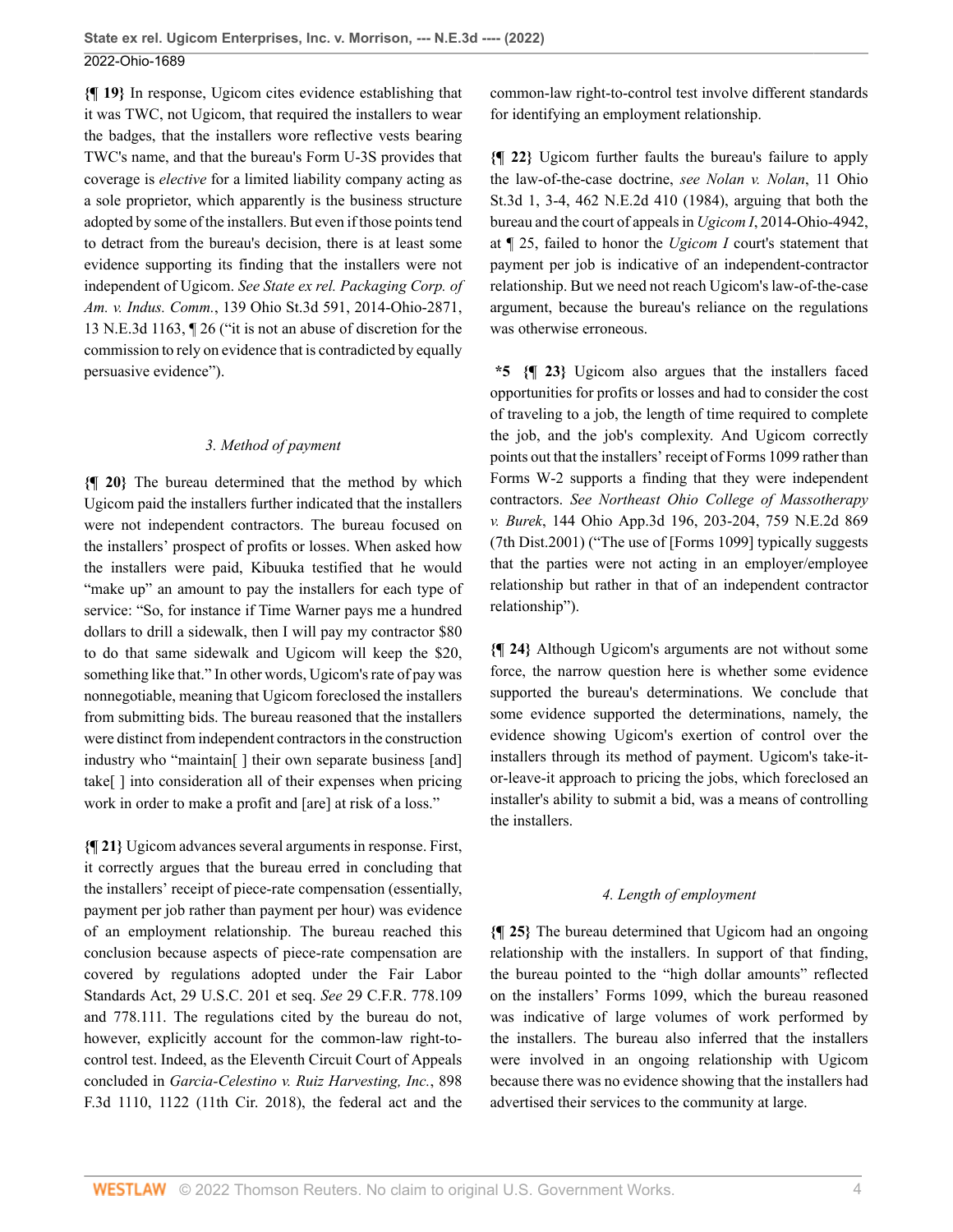**{¶ 19}** In response, Ugicom cites evidence establishing that it was TWC, not Ugicom, that required the installers to wear the badges, that the installers wore reflective vests bearing TWC's name, and that the bureau's Form U-3S provides that coverage is *elective* for a limited liability company acting as a sole proprietor, which apparently is the business structure adopted by some of the installers. But even if those points tend to detract from the bureau's decision, there is at least some evidence supporting its finding that the installers were not independent of Ugicom. *See State ex rel. Packaging Corp. of Am. v. Indus. Comm.*, 139 Ohio St.3d 591, 2014-Ohio-2871, 13 N.E.3d 1163, ¶ 26 ("it is not an abuse of discretion for the commission to rely on evidence that is contradicted by equally persuasive evidence").

### *3. Method of payment*

**{¶ 20}** The bureau determined that the method by which Ugicom paid the installers further indicated that the installers were not independent contractors. The bureau focused on the installers' prospect of profits or losses. When asked how the installers were paid, Kibuuka testified that he would "make up" an amount to pay the installers for each type of service: "So, for instance if Time Warner pays me a hundred dollars to drill a sidewalk, then I will pay my contractor $80 to do that same sidewalk and Ugicom will keep the $20, something like that." In other words, Ugicom's rate of pay was nonnegotiable, meaning that Ugicom foreclosed the installers from submitting bids. The bureau reasoned that the installers were distinct from independent contractors in the construction industry who "maintain[ ] their own separate business [and] take[ ] into consideration all of their expenses when pricing work in order to make a profit and [are] at risk of a loss."

**{¶ 21}** Ugicom advances several arguments in response. First, it correctly argues that the bureau erred in concluding that the installers' receipt of piece-rate compensation (essentially, payment per job rather than payment per hour) was evidence of an employment relationship. The bureau reached this conclusion because aspects of piece-rate compensation are covered by regulations adopted under the Fair Labor Standards Act, 29 U.S.C. 201 et seq. *See* 29 C.F.R. 778.109 and 778.111. The regulations cited by the bureau do not, however, explicitly account for the common-law right-to-control test. Indeed, as the Eleventh Circuit Court of Appeals concluded in *Garcia-Celestino v. Ruiz Harvesting, Inc.*, 898 F.3d 1110, 1122 (11th Cir. 2018), the federal act and the common-law right-to-control test involve different standards for identifying an employment relationship.

**{¶ 22}** Ugicom further faults the bureau's failure to apply the law-of-the-case doctrine, *see Nolan v. Nolan*, 11 Ohio St.3d 1, 3-4, 462 N.E.2d 410 (1984), arguing that both the bureau and the court of appeals in *Ugicom I*, 2014-Ohio-4942, at ¶ 25, failed to honor the *Ugicom I* court's statement that payment per job is indicative of an independent-contractor relationship. But we need not reach Ugicom's law-of-the-case argument, because the bureau's reliance on the regulations was otherwise erroneous.

**\*5 {¶ 23}** Ugicom also argues that the installers faced opportunities for profits or losses and had to consider the cost of traveling to a job, the length of time required to complete the job, and the job's complexity. And Ugicom correctly points out that the installers' receipt of Forms 1099 rather than Forms W-2 supports a finding that they were independent contractors. *See Northeast Ohio College of Massotherapy v. Burek*, 144 Ohio App.3d 196, 203-204, 759 N.E.2d 869 (7th Dist.2001) ("The use of [Forms 1099] typically suggests that the parties were not acting in an employer/employee relationship but rather in that of an independent contractor relationship").

**{¶ 24}** Although Ugicom's arguments are not without some force, the narrow question here is whether some evidence supported the bureau's determinations. We conclude that some evidence supported the determinations, namely, the evidence showing Ugicom's exertion of control over the installers through its method of payment. Ugicom's take-it-or-leave-it approach to pricing the jobs, which foreclosed an installer's ability to submit a bid, was a means of controlling the installers.

### *4. Length of employment*

**{¶ 25}** The bureau determined that Ugicom had an ongoing relationship with the installers. In support of that finding, the bureau pointed to the "high dollar amounts" reflected on the installers' Forms 1099, which the bureau reasoned was indicative of large volumes of work performed by the installers. The bureau also inferred that the installers were involved in an ongoing relationship with Ugicom because there was no evidence showing that the installers had advertised their services to the community at large.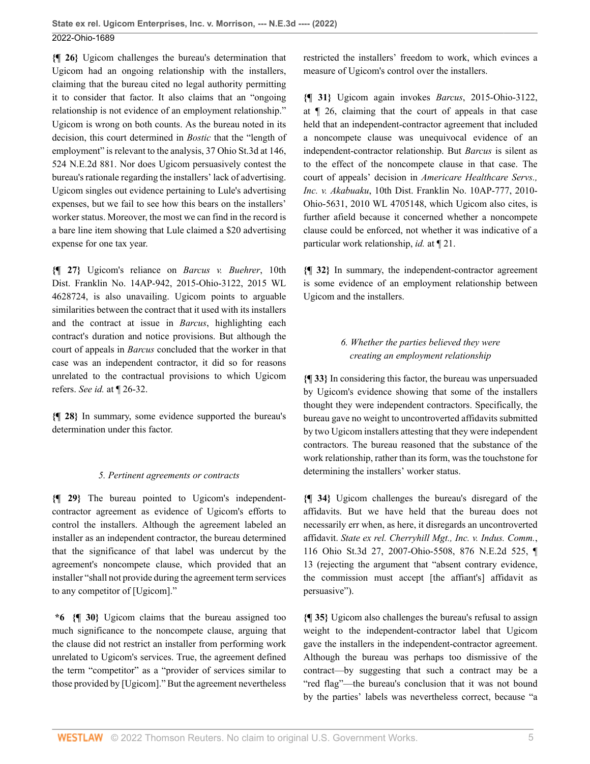**{¶ 26}** Ugicom challenges the bureau's determination that Ugicom had an ongoing relationship with the installers, claiming that the bureau cited no legal authority permitting it to consider that factor. It also claims that an "ongoing relationship is not evidence of an employment relationship." Ugicom is wrong on both counts. As the bureau noted in its decision, this court determined in *Bostic* that the "length of employment" is relevant to the analysis, 37 Ohio St.3d at 146, 524 N.E.2d 881. Nor does Ugicom persuasively contest the bureau's rationale regarding the installers' lack of advertising. Ugicom singles out evidence pertaining to Lule's advertising expenses, but we fail to see how this bears on the installers' worker status. Moreover, the most we can find in the record is a bare line item showing that Lule claimed a $20 advertising expense for one tax year.

**{¶ 27}** Ugicom's reliance on *Barcus v. Buehrer*, 10th Dist. Franklin No. 14AP-942, 2015-Ohio-3122, 2015 WL 4628724, is also unavailing. Ugicom points to arguable similarities between the contract that it used with its installers and the contract at issue in *Barcus*, highlighting each contract's duration and notice provisions. But although the court of appeals in *Barcus* concluded that the worker in that case was an independent contractor, it did so for reasons unrelated to the contractual provisions to which Ugicom refers. *See id.* at ¶ 26-32.

**{¶ 28}** In summary, some evidence supported the bureau's determination under this factor.

*5. Pertinent agreements or contracts*

**{¶ 29}** The bureau pointed to Ugicom's independent-contractor agreement as evidence of Ugicom's efforts to control the installers. Although the agreement labeled an installer as an independent contractor, the bureau determined that the significance of that label was undercut by the agreement's noncompete clause, which provided that an installer "shall not provide during the agreement term services to any competitor of [Ugicom]."

**\*6 {¶ 30}** Ugicom claims that the bureau assigned too much significance to the noncompete clause, arguing that the clause did not restrict an installer from performing work unrelated to Ugicom's services. True, the agreement defined the term "competitor" as a "provider of services similar to those provided by [Ugicom]." But the agreement nevertheless restricted the installers' freedom to work, which evinces a measure of Ugicom's control over the installers.

**{¶ 31}** Ugicom again invokes *Barcus*, 2015-Ohio-3122, at ¶ 26, claiming that the court of appeals in that case held that an independent-contractor agreement that included a noncompete clause was unequivocal evidence of an independent-contractor relationship. But *Barcus* is silent as to the effect of the noncompete clause in that case. The court of appeals' decision in *Americare Healthcare Servs., Inc. v. Akabuaku*, 10th Dist. Franklin No. 10AP-777, 2010-Ohio-5631, 2010 WL 4705148, which Ugicom also cites, is further afield because it concerned whether a noncompete clause could be enforced, not whether it was indicative of a particular work relationship, *id.* at ¶ 21.

**{¶ 32}** In summary, the independent-contractor agreement is some evidence of an employment relationship between Ugicom and the installers.

*6. Whether the parties believed they were creating an employment relationship*

**{¶ 33}** In considering this factor, the bureau was unpersuaded by Ugicom's evidence showing that some of the installers thought they were independent contractors. Specifically, the bureau gave no weight to uncontroverted affidavits submitted by two Ugicom installers attesting that they were independent contractors. The bureau reasoned that the substance of the work relationship, rather than its form, was the touchstone for determining the installers' worker status.

**{¶ 34}** Ugicom challenges the bureau's disregard of the affidavits. But we have held that the bureau does not necessarily err when, as here, it disregards an uncontroverted affidavit. *State ex rel. Cherryhill Mgt., Inc. v. Indus. Comm.*, 116 Ohio St.3d 27, 2007-Ohio-5508, 876 N.E.2d 525, ¶ 13 (rejecting the argument that "absent contrary evidence, the commission must accept [the affiant's] affidavit as persuasive").

**{¶ 35}** Ugicom also challenges the bureau's refusal to assign weight to the independent-contractor label that Ugicom gave the installers in the independent-contractor agreement. Although the bureau was perhaps too dismissive of the contract—by suggesting that such a contract may be a "red flag"—the bureau's conclusion that it was not bound by the parties' labels was nevertheless correct, because "a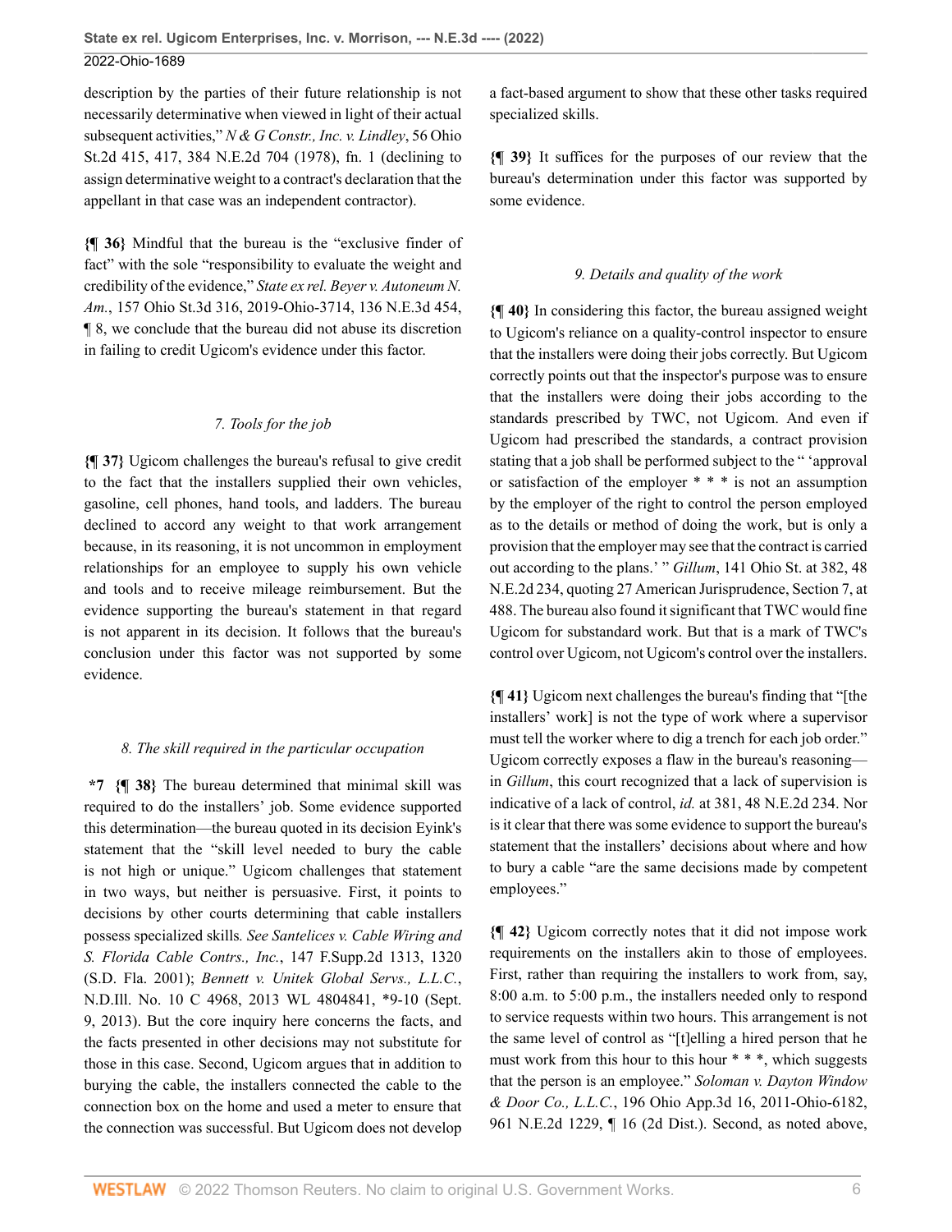description by the parties of their future relationship is not necessarily determinative when viewed in light of their actual subsequent activities," *N & G Constr., Inc. v. Lindley*, 56 Ohio St.2d 415, 417, 384 N.E.2d 704 (1978), fn. 1 (declining to assign determinative weight to a contract's declaration that the appellant in that case was an independent contractor).

**{¶ 36}** Mindful that the bureau is the "exclusive finder of fact" with the sole "responsibility to evaluate the weight and credibility of the evidence," *State ex rel. Beyer v. Autoneum N. Am.*, 157 Ohio St.3d 316, 2019-Ohio-3714, 136 N.E.3d 454, ¶ 8, we conclude that the bureau did not abuse its discretion in failing to credit Ugicom's evidence under this factor.

*7. Tools for the job*

**{¶ 37}** Ugicom challenges the bureau's refusal to give credit to the fact that the installers supplied their own vehicles, gasoline, cell phones, hand tools, and ladders. The bureau declined to accord any weight to that work arrangement because, in its reasoning, it is not uncommon in employment relationships for an employee to supply his own vehicle and tools and to receive mileage reimbursement. But the evidence supporting the bureau's statement in that regard is not apparent in its decision. It follows that the bureau's conclusion under this factor was not supported by some evidence.

*8. The skill required in the particular occupation*

**\*7 {¶ 38}** The bureau determined that minimal skill was required to do the installers' job. Some evidence supported this determination—the bureau quoted in its decision Eyink's statement that the "skill level needed to bury the cable is not high or unique." Ugicom challenges that statement in two ways, but neither is persuasive. First, it points to decisions by other courts determining that cable installers possess specialized skills. *See Santelices v. Cable Wiring and S. Florida Cable Contrs., Inc.*, 147 F.Supp.2d 1313, 1320 (S.D. Fla. 2001); *Bennett v. Unitek Global Servs., L.L.C.*, N.D.Ill. No. 10 C 4968, 2013 WL 4804841, \*9-10 (Sept. 9, 2013). But the core inquiry here concerns the facts, and the facts presented in other decisions may not substitute for those in this case. Second, Ugicom argues that in addition to burying the cable, the installers connected the cable to the connection box on the home and used a meter to ensure that the connection was successful. But Ugicom does not develop a fact-based argument to show that these other tasks required specialized skills.

**{¶ 39}** It suffices for the purposes of our review that the bureau's determination under this factor was supported by some evidence.

*9. Details and quality of the work*

**{¶ 40}** In considering this factor, the bureau assigned weight to Ugicom's reliance on a quality-control inspector to ensure that the installers were doing their jobs correctly. But Ugicom correctly points out that the inspector's purpose was to ensure that the installers were doing their jobs according to the standards prescribed by TWC, not Ugicom. And even if Ugicom had prescribed the standards, a contract provision stating that a job shall be performed subject to the " 'approval or satisfaction of the employer * * * is not an assumption by the employer of the right to control the person employed as to the details or method of doing the work, but is only a provision that the employer may see that the contract is carried out according to the plans.' " *Gillum*, 141 Ohio St. at 382, 48 N.E.2d 234, quoting 27 American Jurisprudence, Section 7, at 488. The bureau also found it significant that TWC would fine Ugicom for substandard work. But that is a mark of TWC's control over Ugicom, not Ugicom's control over the installers.

**{¶ 41}** Ugicom next challenges the bureau's finding that "[the installers' work] is not the type of work where a supervisor must tell the worker where to dig a trench for each job order." Ugicom correctly exposes a flaw in the bureau's reasoning—in *Gillum*, this court recognized that a lack of supervision is indicative of a lack of control, *id.* at 381, 48 N.E.2d 234. Nor is it clear that there was some evidence to support the bureau's statement that the installers' decisions about where and how to bury a cable "are the same decisions made by competent employees."

**{¶ 42}** Ugicom correctly notes that it did not impose work requirements on the installers akin to those of employees. First, rather than requiring the installers to work from, say, 8:00 a.m. to 5:00 p.m., the installers needed only to respond to service requests within two hours. This arrangement is not the same level of control as "[t]elling a hired person that he must work from this hour to this hour * * *, which suggests that the person is an employee." *Soloman v. Dayton Window & Door Co., L.L.C.*, 196 Ohio App.3d 16, 2011-Ohio-6182, 961 N.E.2d 1229, ¶ 16 (2d Dist.). Second, as noted above,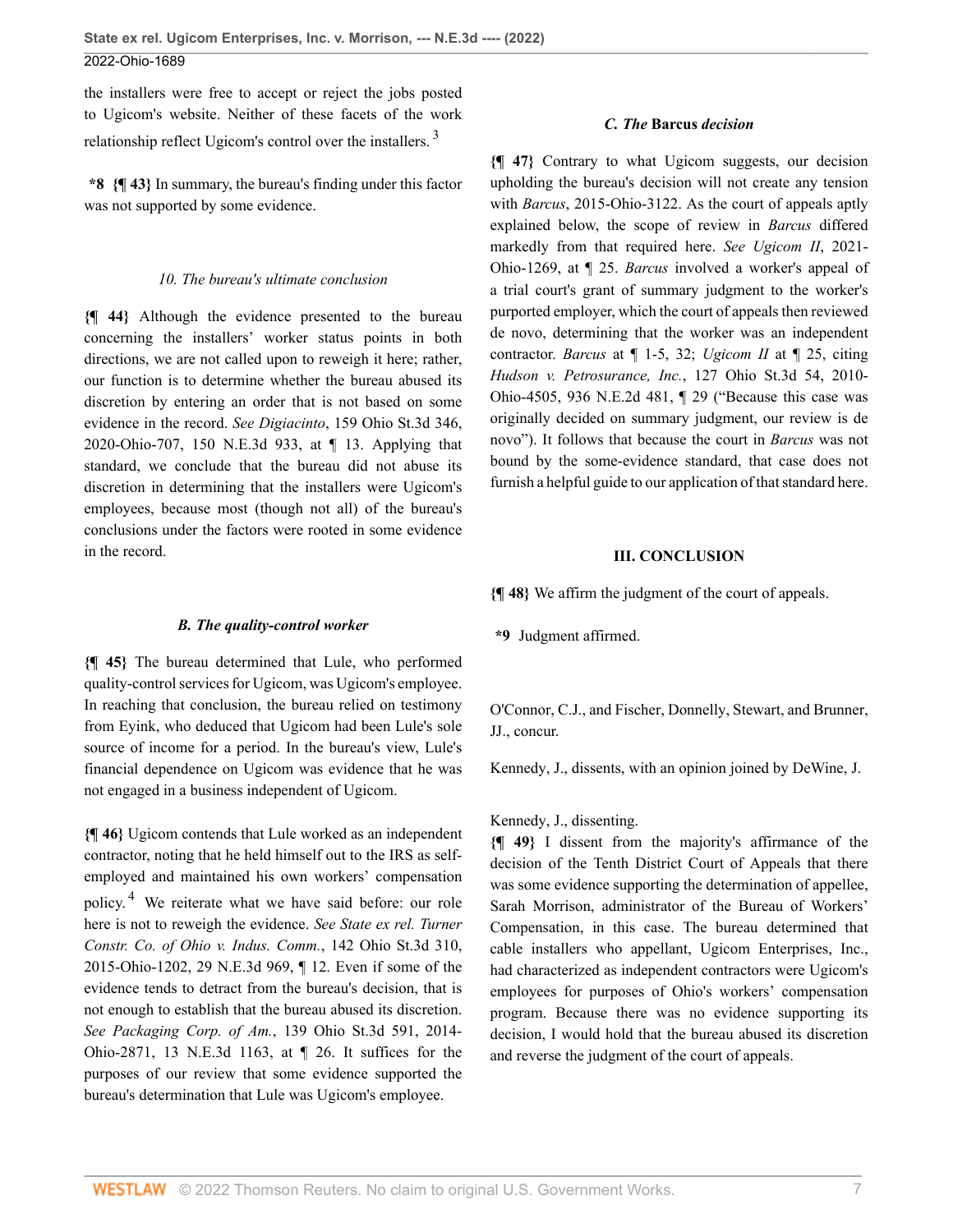the installers were free to accept or reject the jobs posted to Ugicom's website. Neither of these facets of the work relationship reflect Ugicom's control over the installers. [3]

**\*8** **{¶ 43}** In summary, the bureau's finding under this factor was not supported by some evidence.

##### *10. The bureau's ultimate conclusion*

**{¶ 44}** Although the evidence presented to the bureau concerning the installers' worker status points in both directions, we are not called upon to reweigh it here; rather, our function is to determine whether the bureau abused its discretion by entering an order that is not based on some evidence in the record. *See Digiacinto*, 159 Ohio St.3d 346, 2020-Ohio-707, 150 N.E.3d 933, at ¶ 13. Applying that standard, we conclude that the bureau did not abuse its discretion in determining that the installers were Ugicom's employees, because most (though not all) of the bureau's conclusions under the factors were rooted in some evidence in the record.

### *B. The quality-control worker*

**{¶ 45}** The bureau determined that Lule, who performed quality-control services for Ugicom, was Ugicom's employee. In reaching that conclusion, the bureau relied on testimony from Eyink, who deduced that Ugicom had been Lule's sole source of income for a period. In the bureau's view, Lule's financial dependence on Ugicom was evidence that he was not engaged in a business independent of Ugicom.

**{¶ 46}** Ugicom contends that Lule worked as an independent contractor, noting that he held himself out to the IRS as self-employed and maintained his own workers' compensation policy. [4] We reiterate what we have said before: our role here is not to reweigh the evidence. *See State ex rel. Turner Constr. Co. of Ohio v. Indus. Comm.*, 142 Ohio St.3d 310, 2015-Ohio-1202, 29 N.E.3d 969, ¶ 12. Even if some of the evidence tends to detract from the bureau's decision, that is not enough to establish that the bureau abused its discretion. *See Packaging Corp. of Am.*, 139 Ohio St.3d 591, 2014-Ohio-2871, 13 N.E.3d 1163, at ¶ 26. It suffices for the purposes of our review that some evidence supported the bureau's determination that Lule was Ugicom's employee.

### *C. The* **Barcus** *decision*

**{¶ 47}** Contrary to what Ugicom suggests, our decision upholding the bureau's decision will not create any tension with *Barcus*, 2015-Ohio-3122. As the court of appeals aptly explained below, the scope of review in *Barcus* differed markedly from that required here. *See Ugicom II*, 2021-Ohio-1269, at ¶ 25. *Barcus* involved a worker's appeal of a trial court's grant of summary judgment to the worker's purported employer, which the court of appeals then reviewed de novo, determining that the worker was an independent contractor. *Barcus* at ¶ 1-5, 32; *Ugicom II* at ¶ 25, citing *Hudson v. Petrosurance, Inc.*, 127 Ohio St.3d 54, 2010-Ohio-4505, 936 N.E.2d 481, ¶ 29 ("Because this case was originally decided on summary judgment, our review is de novo"). It follows that because the court in *Barcus* was not bound by the some-evidence standard, that case does not furnish a helpful guide to our application of that standard here.

## III. CONCLUSION

**{¶ 48}** We affirm the judgment of the court of appeals.

**\*9** Judgment affirmed.

O'Connor, C.J., and Fischer, Donnelly, Stewart, and Brunner, JJ., concur.

Kennedy, J., dissents, with an opinion joined by DeWine, J.

Kennedy, J., dissenting.

**{¶ 49}** I dissent from the majority's affirmance of the decision of the Tenth District Court of Appeals that there was some evidence supporting the determination of appellee, Sarah Morrison, administrator of the Bureau of Workers' Compensation, in this case. The bureau determined that cable installers who appellant, Ugicom Enterprises, Inc., had characterized as independent contractors were Ugicom's employees for purposes of Ohio's workers' compensation program. Because there was no evidence supporting its decision, I would hold that the bureau abused its discretion and reverse the judgment of the court of appeals.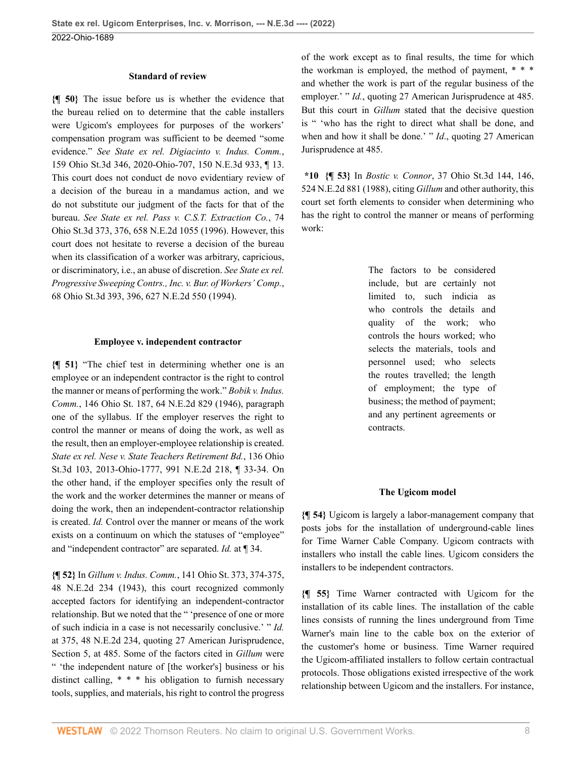### Standard of review

**{¶ 50}** The issue before us is whether the evidence that the bureau relied on to determine that the cable installers were Ugicom's employees for purposes of the workers' compensation program was sufficient to be deemed "some evidence." *See State ex rel. Digiacinto v. Indus. Comm.*, 159 Ohio St.3d 346, 2020-Ohio-707, 150 N.E.3d 933, ¶ 13. This court does not conduct de novo evidentiary review of a decision of the bureau in a mandamus action, and we do not substitute our judgment of the facts for that of the bureau. *See State ex rel. Pass v. C.S.T. Extraction Co.*, 74 Ohio St.3d 373, 376, 658 N.E.2d 1055 (1996). However, this court does not hesitate to reverse a decision of the bureau when its classification of a worker was arbitrary, capricious, or discriminatory, i.e., an abuse of discretion. *See State ex rel. Progressive Sweeping Contrs., Inc. v. Bur. of Workers' Comp.*, 68 Ohio St.3d 393, 396, 627 N.E.2d 550 (1994).

### Employee v. independent contractor

**{¶ 51}** "The chief test in determining whether one is an employee or an independent contractor is the right to control the manner or means of performing the work." *Bobik v. Indus. Comm.*, 146 Ohio St. 187, 64 N.E.2d 829 (1946), paragraph one of the syllabus. If the employer reserves the right to control the manner or means of doing the work, as well as the result, then an employer-employee relationship is created. *State ex rel. Nese v. State Teachers Retirement Bd.*, 136 Ohio St.3d 103, 2013-Ohio-1777, 991 N.E.2d 218, ¶ 33-34. On the other hand, if the employer specifies only the result of the work and the worker determines the manner or means of doing the work, then an independent-contractor relationship is created. *Id.* Control over the manner or means of the work exists on a continuum on which the statuses of "employee" and "independent contractor" are separated. *Id.* at ¶ 34.

**{¶ 52}** In *Gillum v. Indus. Comm.*, 141 Ohio St. 373, 374-375, 48 N.E.2d 234 (1943), this court recognized commonly accepted factors for identifying an independent-contractor relationship. But we noted that the " 'presence of one or more of such indicia in a case is not necessarily conclusive.' " *Id.* at 375, 48 N.E.2d 234, quoting 27 American Jurisprudence, Section 5, at 485. Some of the factors cited in *Gillum* were " 'the independent nature of [the worker's] business or his distinct calling, * * * his obligation to furnish necessary tools, supplies, and materials, his right to control the progress of the work except as to final results, the time for which the workman is employed, the method of payment, * * * and whether the work is part of the regular business of the employer.' " *Id.*, quoting 27 American Jurisprudence at 485. But this court in *Gillum* stated that the decisive question is " 'who has the right to direct what shall be done, and when and how it shall be done.' " *Id.*, quoting 27 American Jurisprudence at 485.

**\*10 {¶ 53}** In *Bostic v. Connor*, 37 Ohio St.3d 144, 146, 524 N.E.2d 881 (1988), citing *Gillum* and other authority, this court set forth elements to consider when determining who has the right to control the manner or means of performing work:

> The factors to be considered include, but are certainly not limited to, such indicia as who controls the details and quality of the work; who controls the hours worked; who selects the materials, tools and personnel used; who selects the routes travelled; the length of employment; the type of business; the method of payment; and any pertinent agreements or contracts.

### The Ugicom model

**{¶ 54}** Ugicom is largely a labor-management company that posts jobs for the installation of underground-cable lines for Time Warner Cable Company. Ugicom contracts with installers who install the cable lines. Ugicom considers the installers to be independent contractors.

**{¶ 55}** Time Warner contracted with Ugicom for the installation of its cable lines. The installation of the cable lines consists of running the lines underground from Time Warner's main line to the cable box on the exterior of the customer's home or business. Time Warner required the Ugicom-affiliated installers to follow certain contractual protocols. Those obligations existed irrespective of the work relationship between Ugicom and the installers. For instance,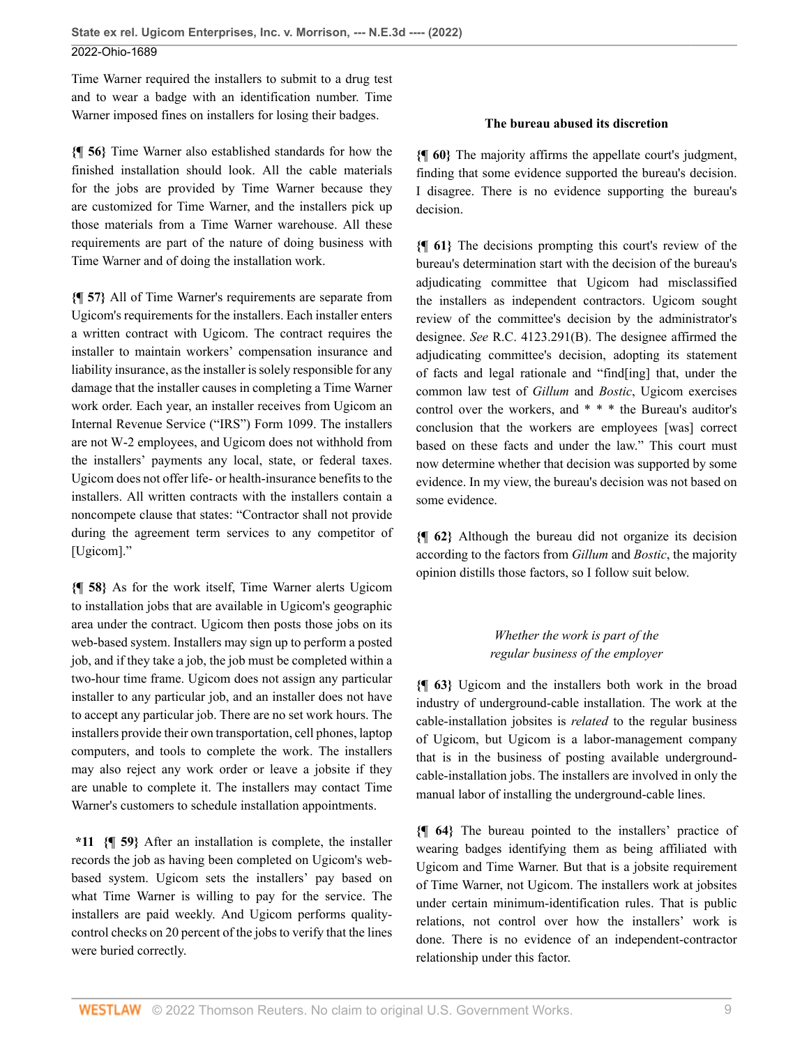Time Warner required the installers to submit to a drug test and to wear a badge with an identification number. Time Warner imposed fines on installers for losing their badges.

**{¶ 56}** Time Warner also established standards for how the finished installation should look. All the cable materials for the jobs are provided by Time Warner because they are customized for Time Warner, and the installers pick up those materials from a Time Warner warehouse. All these requirements are part of the nature of doing business with Time Warner and of doing the installation work.

**{¶ 57}** All of Time Warner's requirements are separate from Ugicom's requirements for the installers. Each installer enters a written contract with Ugicom. The contract requires the installer to maintain workers' compensation insurance and liability insurance, as the installer is solely responsible for any damage that the installer causes in completing a Time Warner work order. Each year, an installer receives from Ugicom an Internal Revenue Service ("IRS") Form 1099. The installers are not W-2 employees, and Ugicom does not withhold from the installers' payments any local, state, or federal taxes. Ugicom does not offer life- or health-insurance benefits to the installers. All written contracts with the installers contain a noncompete clause that states: "Contractor shall not provide during the agreement term services to any competitor of [Ugicom]."

**{¶ 58}** As for the work itself, Time Warner alerts Ugicom to installation jobs that are available in Ugicom's geographic area under the contract. Ugicom then posts those jobs on its web-based system. Installers may sign up to perform a posted job, and if they take a job, the job must be completed within a two-hour time frame. Ugicom does not assign any particular installer to any particular job, and an installer does not have to accept any particular job. There are no set work hours. The installers provide their own transportation, cell phones, laptop computers, and tools to complete the work. The installers may also reject any work order or leave a jobsite if they are unable to complete it. The installers may contact Time Warner's customers to schedule installation appointments.

**\*11** **{¶ 59}** After an installation is complete, the installer records the job as having been completed on Ugicom's web-based system. Ugicom sets the installers' pay based on what Time Warner is willing to pay for the service. The installers are paid weekly. And Ugicom performs quality-control checks on 20 percent of the jobs to verify that the lines were buried correctly.

**The bureau abused its discretion**

**{¶ 60}** The majority affirms the appellate court's judgment, finding that some evidence supported the bureau's decision. I disagree. There is no evidence supporting the bureau's decision.

**{¶ 61}** The decisions prompting this court's review of the bureau's determination start with the decision of the bureau's adjudicating committee that Ugicom had misclassified the installers as independent contractors. Ugicom sought review of the committee's decision by the administrator's designee. *See* R.C. 4123.291(B). The designee affirmed the adjudicating committee's decision, adopting its statement of facts and legal rationale and "find[ing] that, under the common law test of *Gillum* and *Bostic*, Ugicom exercises control over the workers, and * * * the Bureau's auditor's conclusion that the workers are employees [was] correct based on these facts and under the law." This court must now determine whether that decision was supported by some evidence. In my view, the bureau's decision was not based on some evidence.

**{¶ 62}** Although the bureau did not organize its decision according to the factors from *Gillum* and *Bostic*, the majority opinion distills those factors, so I follow suit below.

*Whether the work is part of the regular business of the employer*

**{¶ 63}** Ugicom and the installers both work in the broad industry of underground-cable installation. The work at the cable-installation jobsites is *related* to the regular business of Ugicom, but Ugicom is a labor-management company that is in the business of posting available underground-cable-installation jobs. The installers are involved in only the manual labor of installing the underground-cable lines.

**{¶ 64}** The bureau pointed to the installers' practice of wearing badges identifying them as being affiliated with Ugicom and Time Warner. But that is a jobsite requirement of Time Warner, not Ugicom. The installers work at jobsites under certain minimum-identification rules. That is public relations, not control over how the installers' work is done. There is no evidence of an independent-contractor relationship under this factor.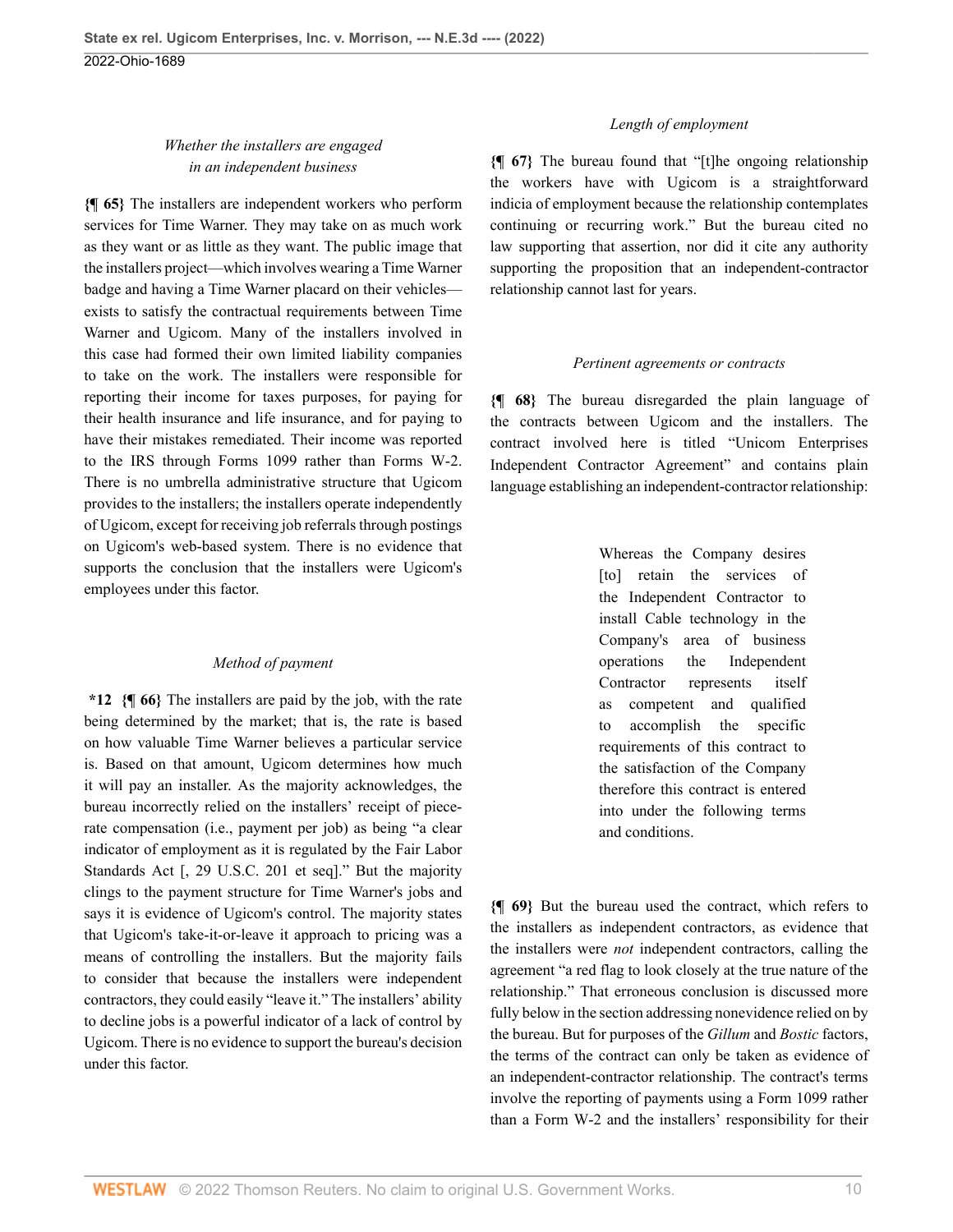*Whether the installers are engaged in an independent business*

**{¶ 65}** The installers are independent workers who perform services for Time Warner. They may take on as much work as they want or as little as they want. The public image that the installers project—which involves wearing a Time Warner badge and having a Time Warner placard on their vehicles—exists to satisfy the contractual requirements between Time Warner and Ugicom. Many of the installers involved in this case had formed their own limited liability companies to take on the work. The installers were responsible for reporting their income for taxes purposes, for paying for their health insurance and life insurance, and for paying to have their mistakes remediated. Their income was reported to the IRS through Forms 1099 rather than Forms W-2. There is no umbrella administrative structure that Ugicom provides to the installers; the installers operate independently of Ugicom, except for receiving job referrals through postings on Ugicom's web-based system. There is no evidence that supports the conclusion that the installers were Ugicom's employees under this factor.

*Method of payment*

**\*12** **{¶ 66}** The installers are paid by the job, with the rate being determined by the market; that is, the rate is based on how valuable Time Warner believes a particular service is. Based on that amount, Ugicom determines how much it will pay an installer. As the majority acknowledges, the bureau incorrectly relied on the installers' receipt of piece-rate compensation (i.e., payment per job) as being "a clear indicator of employment as it is regulated by the Fair Labor Standards Act [, 29 U.S.C. 201 et seq]." But the majority clings to the payment structure for Time Warner's jobs and says it is evidence of Ugicom's control. The majority states that Ugicom's take-it-or-leave it approach to pricing was a means of controlling the installers. But the majority fails to consider that because the installers were independent contractors, they could easily "leave it." The installers' ability to decline jobs is a powerful indicator of a lack of control by Ugicom. There is no evidence to support the bureau's decision under this factor.

*Length of employment*

**{¶ 67}** The bureau found that "[t]he ongoing relationship the workers have with Ugicom is a straightforward indicia of employment because the relationship contemplates continuing or recurring work." But the bureau cited no law supporting that assertion, nor did it cite any authority supporting the proposition that an independent-contractor relationship cannot last for years.

*Pertinent agreements or contracts*

**{¶ 68}** The bureau disregarded the plain language of the contracts between Ugicom and the installers. The contract involved here is titled "Unicom Enterprises Independent Contractor Agreement" and contains plain language establishing an independent-contractor relationship:

> Whereas the Company desires [to] retain the services of the Independent Contractor to install Cable technology in the Company's area of business operations the Independent Contractor represents itself as competent and qualified to accomplish the specific requirements of this contract to the satisfaction of the Company therefore this contract is entered into under the following terms and conditions.

**{¶ 69}** But the bureau used the contract, which refers to the installers as independent contractors, as evidence that the installers were *not* independent contractors, calling the agreement "a red flag to look closely at the true nature of the relationship." That erroneous conclusion is discussed more fully below in the section addressing nonevidence relied on by the bureau. But for purposes of the *Gillum* and *Bostic* factors, the terms of the contract can only be taken as evidence of an independent-contractor relationship. The contract's terms involve the reporting of payments using a Form 1099 rather than a Form W-2 and the installers' responsibility for their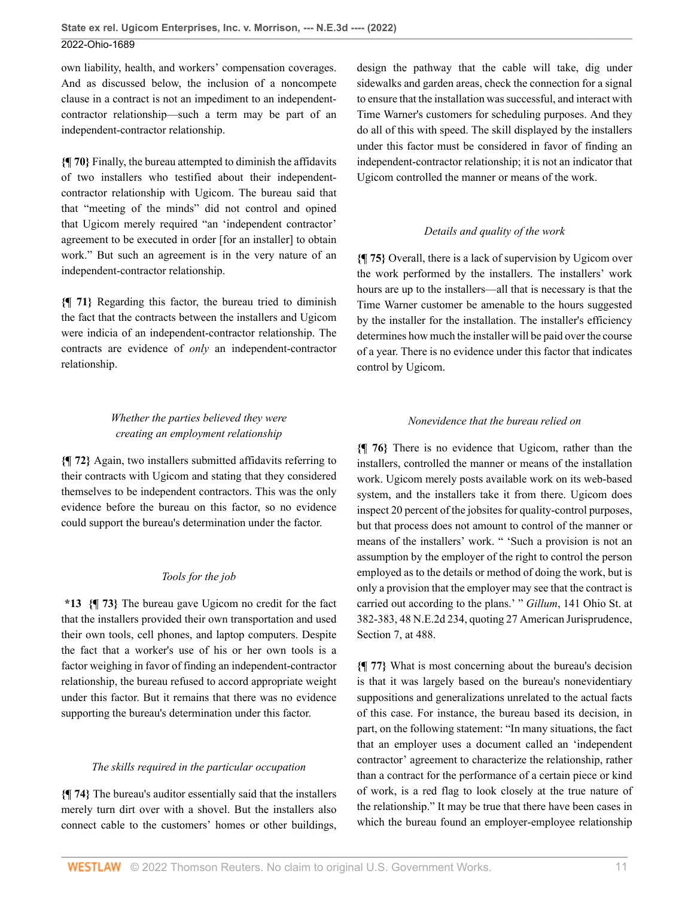own liability, health, and workers' compensation coverages. And as discussed below, the inclusion of a noncompete clause in a contract is not an impediment to an independent-contractor relationship—such a term may be part of an independent-contractor relationship.

**{¶ 70}** Finally, the bureau attempted to diminish the affidavits of two installers who testified about their independent-contractor relationship with Ugicom. The bureau said that that "meeting of the minds" did not control and opined that Ugicom merely required "an 'independent contractor' agreement to be executed in order [for an installer] to obtain work." But such an agreement is in the very nature of an independent-contractor relationship.

**{¶ 71}** Regarding this factor, the bureau tried to diminish the fact that the contracts between the installers and Ugicom were indicia of an independent-contractor relationship. The contracts are evidence of *only* an independent-contractor relationship.

*Whether the parties believed they were creating an employment relationship*

**{¶ 72}** Again, two installers submitted affidavits referring to their contracts with Ugicom and stating that they considered themselves to be independent contractors. This was the only evidence before the bureau on this factor, so no evidence could support the bureau's determination under the factor.

*Tools for the job*

**\*13** **{¶ 73}** The bureau gave Ugicom no credit for the fact that the installers provided their own transportation and used their own tools, cell phones, and laptop computers. Despite the fact that a worker's use of his or her own tools is a factor weighing in favor of finding an independent-contractor relationship, the bureau refused to accord appropriate weight under this factor. But it remains that there was no evidence supporting the bureau's determination under this factor.

*The skills required in the particular occupation*

**{¶ 74}** The bureau's auditor essentially said that the installers merely turn dirt over with a shovel. But the installers also connect cable to the customers' homes or other buildings, design the pathway that the cable will take, dig under sidewalks and garden areas, check the connection for a signal to ensure that the installation was successful, and interact with Time Warner's customers for scheduling purposes. And they do all of this with speed. The skill displayed by the installers under this factor must be considered in favor of finding an independent-contractor relationship; it is not an indicator that Ugicom controlled the manner or means of the work.

*Details and quality of the work*

**{¶ 75}** Overall, there is a lack of supervision by Ugicom over the work performed by the installers. The installers' work hours are up to the installers—all that is necessary is that the Time Warner customer be amenable to the hours suggested by the installer for the installation. The installer's efficiency determines how much the installer will be paid over the course of a year. There is no evidence under this factor that indicates control by Ugicom.

*Nonevidence that the bureau relied on*

**{¶ 76}** There is no evidence that Ugicom, rather than the installers, controlled the manner or means of the installation work. Ugicom merely posts available work on its web-based system, and the installers take it from there. Ugicom does inspect 20 percent of the jobsites for quality-control purposes, but that process does not amount to control of the manner or means of the installers' work. " 'Such a provision is not an assumption by the employer of the right to control the person employed as to the details or method of doing the work, but is only a provision that the employer may see that the contract is carried out according to the plans.' " *Gillum*, 141 Ohio St. at 382-383, 48 N.E.2d 234, quoting 27 American Jurisprudence, Section 7, at 488.

**{¶ 77}** What is most concerning about the bureau's decision is that it was largely based on the bureau's nonevidentiary suppositions and generalizations unrelated to the actual facts of this case. For instance, the bureau based its decision, in part, on the following statement: "In many situations, the fact that an employer uses a document called an 'independent contractor' agreement to characterize the relationship, rather than a contract for the performance of a certain piece or kind of work, is a red flag to look closely at the true nature of the relationship." It may be true that there have been cases in which the bureau found an employer-employee relationship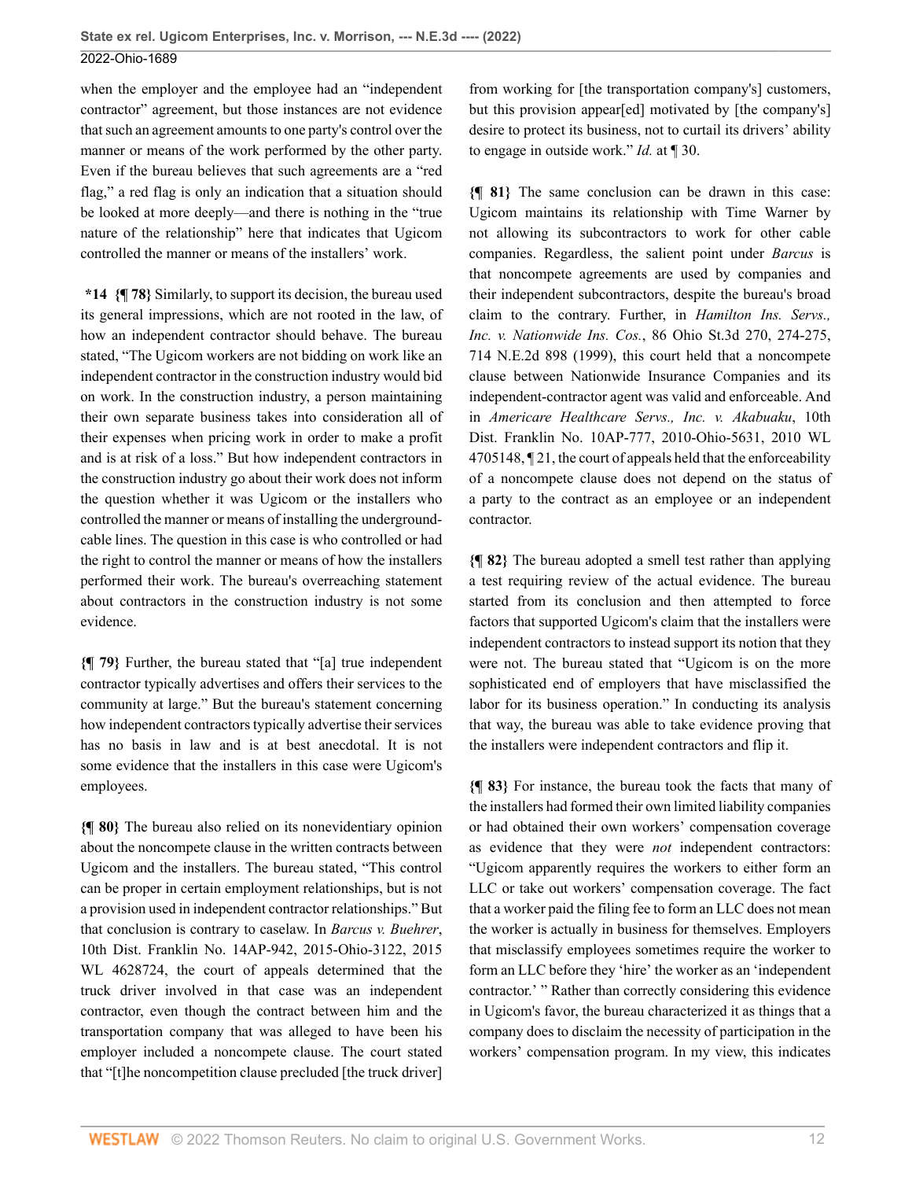when the employer and the employee had an "independent contractor" agreement, but those instances are not evidence that such an agreement amounts to one party's control over the manner or means of the work performed by the other party. Even if the bureau believes that such agreements are a "red flag," a red flag is only an indication that a situation should be looked at more deeply—and there is nothing in the "true nature of the relationship" here that indicates that Ugicom controlled the manner or means of the installers' work.

**\*14** **{¶ 78}** Similarly, to support its decision, the bureau used its general impressions, which are not rooted in the law, of how an independent contractor should behave. The bureau stated, "The Ugicom workers are not bidding on work like an independent contractor in the construction industry would bid on work. In the construction industry, a person maintaining their own separate business takes into consideration all of their expenses when pricing work in order to make a profit and is at risk of a loss." But how independent contractors in the construction industry go about their work does not inform the question whether it was Ugicom or the installers who controlled the manner or means of installing the underground-cable lines. The question in this case is who controlled or had the right to control the manner or means of how the installers performed their work. The bureau's overreaching statement about contractors in the construction industry is not some evidence.

**{¶ 79}** Further, the bureau stated that "[a] true independent contractor typically advertises and offers their services to the community at large." But the bureau's statement concerning how independent contractors typically advertise their services has no basis in law and is at best anecdotal. It is not some evidence that the installers in this case were Ugicom's employees.

**{¶ 80}** The bureau also relied on its nonevidentiary opinion about the noncompete clause in the written contracts between Ugicom and the installers. The bureau stated, "This control can be proper in certain employment relationships, but is not a provision used in independent contractor relationships." But that conclusion is contrary to caselaw. In *Barcus v. Buehrer*, 10th Dist. Franklin No. 14AP-942, 2015-Ohio-3122, 2015 WL 4628724, the court of appeals determined that the truck driver involved in that case was an independent contractor, even though the contract between him and the transportation company that was alleged to have been his employer included a noncompete clause. The court stated that "[t]he noncompetition clause precluded [the truck driver] from working for [the transportation company's] customers, but this provision appear[ed] motivated by [the company's] desire to protect its business, not to curtail its drivers' ability to engage in outside work." *Id.* at ¶ 30.

**{¶ 81}** The same conclusion can be drawn in this case: Ugicom maintains its relationship with Time Warner by not allowing its subcontractors to work for other cable companies. Regardless, the salient point under *Barcus* is that noncompete agreements are used by companies and their independent subcontractors, despite the bureau's broad claim to the contrary. Further, in *Hamilton Ins. Servs., Inc. v. Nationwide Ins. Cos.*, 86 Ohio St.3d 270, 274-275, 714 N.E.2d 898 (1999), this court held that a noncompete clause between Nationwide Insurance Companies and its independent-contractor agent was valid and enforceable. And in *Americare Healthcare Servs., Inc. v. Akabuaku*, 10th Dist. Franklin No. 10AP-777, 2010-Ohio-5631, 2010 WL 4705148, ¶ 21, the court of appeals held that the enforceability of a noncompete clause does not depend on the status of a party to the contract as an employee or an independent contractor.

**{¶ 82}** The bureau adopted a smell test rather than applying a test requiring review of the actual evidence. The bureau started from its conclusion and then attempted to force factors that supported Ugicom's claim that the installers were independent contractors to instead support its notion that they were not. The bureau stated that "Ugicom is on the more sophisticated end of employers that have misclassified the labor for its business operation." In conducting its analysis that way, the bureau was able to take evidence proving that the installers were independent contractors and flip it.

**{¶ 83}** For instance, the bureau took the facts that many of the installers had formed their own limited liability companies or had obtained their own workers' compensation coverage as evidence that they were *not* independent contractors: "Ugicom apparently requires the workers to either form an LLC or take out workers' compensation coverage. The fact that a worker paid the filing fee to form an LLC does not mean the worker is actually in business for themselves. Employers that misclassify employees sometimes require the worker to form an LLC before they 'hire' the worker as an 'independent contractor.' " Rather than correctly considering this evidence in Ugicom's favor, the bureau characterized it as things that a company does to disclaim the necessity of participation in the workers' compensation program. In my view, this indicates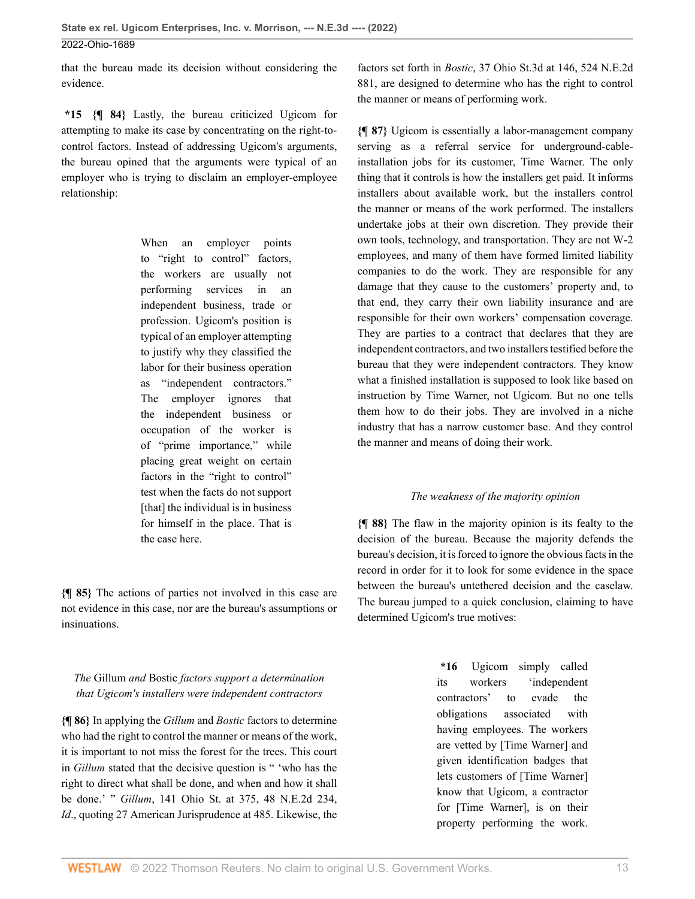that the bureau made its decision without considering the evidence.

**\*15** **{¶ 84}** Lastly, the bureau criticized Ugicom for attempting to make its case by concentrating on the right-to-control factors. Instead of addressing Ugicom's arguments, the bureau opined that the arguments were typical of an employer who is trying to disclaim an employer-employee relationship:

> When an employer points to "right to control" factors, the workers are usually not performing services in an independent business, trade or profession. Ugicom's position is typical of an employer attempting to justify why they classified the labor for their business operation as "independent contractors." The employer ignores that the independent business or occupation of the worker is of "prime importance," while placing great weight on certain factors in the "right to control" test when the facts do not support [that] the individual is in business for himself in the place. That is the case here.

**{¶ 85}** The actions of parties not involved in this case are not evidence in this case, nor are the bureau's assumptions or insinuations.

*The* Gillum *and* Bostic *factors support a determination that Ugicom's installers were independent contractors*

**{¶ 86}** In applying the *Gillum* and *Bostic* factors to determine who had the right to control the manner or means of the work, it is important to not miss the forest for the trees. This court in *Gillum* stated that the decisive question is " 'who has the right to direct what shall be done, and when and how it shall be done.' " *Gillum*, 141 Ohio St. at 375, 48 N.E.2d 234, *Id*., quoting 27 American Jurisprudence at 485. Likewise, the factors set forth in *Bostic*, 37 Ohio St.3d at 146, 524 N.E.2d 881, are designed to determine who has the right to control the manner or means of performing work.

**{¶ 87}** Ugicom is essentially a labor-management company serving as a referral service for underground-cable-installation jobs for its customer, Time Warner. The only thing that it controls is how the installers get paid. It informs installers about available work, but the installers control the manner or means of the work performed. The installers undertake jobs at their own discretion. They provide their own tools, technology, and transportation. They are not W-2 employees, and many of them have formed limited liability companies to do the work. They are responsible for any damage that they cause to the customers' property and, to that end, they carry their own liability insurance and are responsible for their own workers' compensation coverage. They are parties to a contract that declares that they are independent contractors, and two installers testified before the bureau that they were independent contractors. They know what a finished installation is supposed to look like based on instruction by Time Warner, not Ugicom. But no one tells them how to do their jobs. They are involved in a niche industry that has a narrow customer base. And they control the manner and means of doing their work.

*The weakness of the majority opinion*

**{¶ 88}** The flaw in the majority opinion is its fealty to the decision of the bureau. Because the majority defends the bureau's decision, it is forced to ignore the obvious facts in the record in order for it to look for some evidence in the space between the bureau's untethered decision and the caselaw. The bureau jumped to a quick conclusion, claiming to have determined Ugicom's true motives:

> **\*16** Ugicom simply called its workers 'independent contractors' to evade the obligations associated with having employees. The workers are vetted by [Time Warner] and given identification badges that lets customers of [Time Warner] know that Ugicom, a contractor for [Time Warner], is on their property performing the work.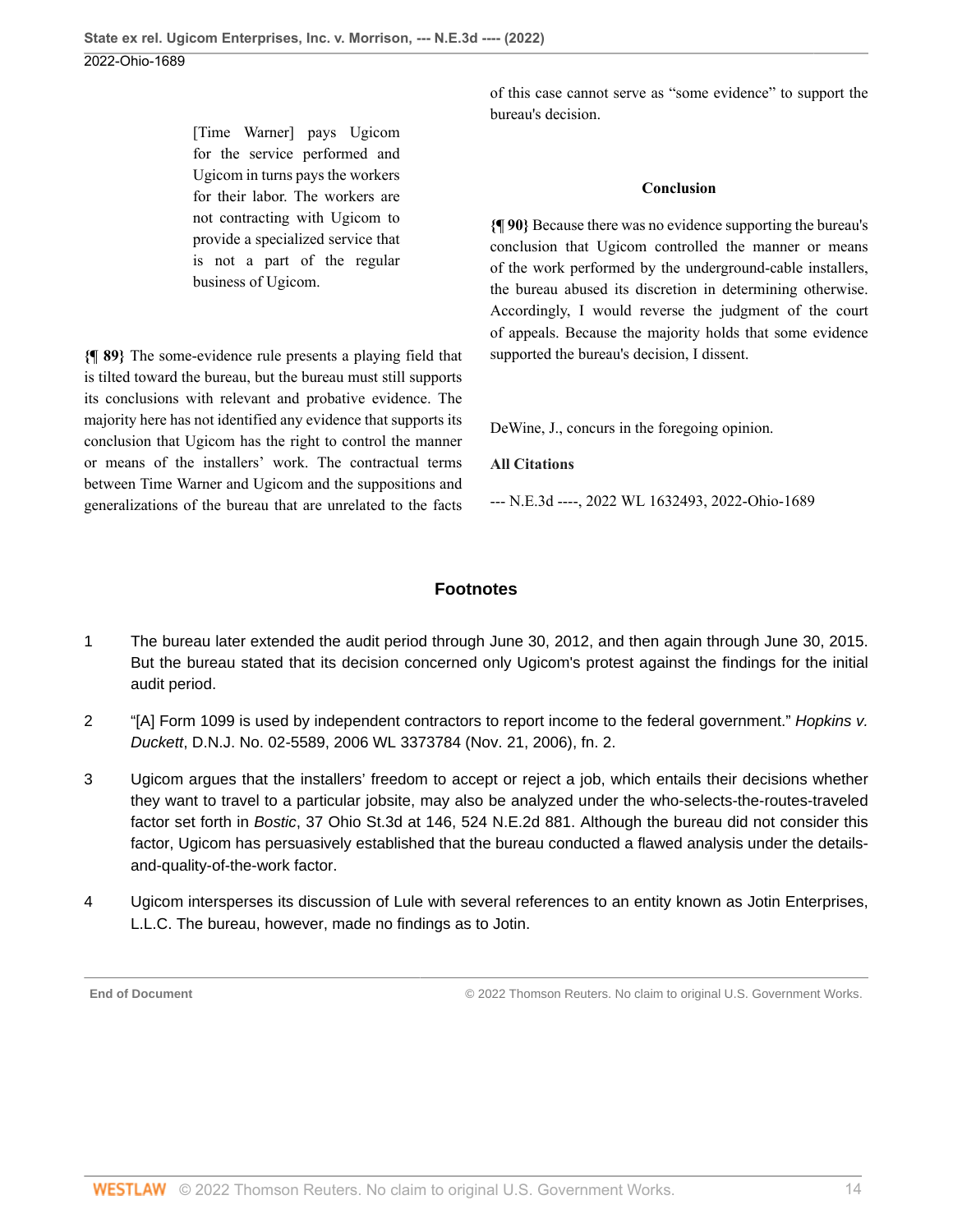> [Time Warner] pays Ugicom for the service performed and Ugicom in turns pays the workers for their labor. The workers are not contracting with Ugicom to provide a specialized service that is not a part of the regular business of Ugicom.

**{¶ 89}** The some-evidence rule presents a playing field that is tilted toward the bureau, but the bureau must still supports its conclusions with relevant and probative evidence. The majority here has not identified any evidence that supports its conclusion that Ugicom has the right to control the manner or means of the installers' work. The contractual terms between Time Warner and Ugicom and the suppositions and generalizations of the bureau that are unrelated to the facts of this case cannot serve as "some evidence" to support the bureau's decision.

### Conclusion

**{¶ 90}** Because there was no evidence supporting the bureau's conclusion that Ugicom controlled the manner or means of the work performed by the underground-cable installers, the bureau abused its discretion in determining otherwise. Accordingly, I would reverse the judgment of the court of appeals. Because the majority holds that some evidence supported the bureau's decision, I dissent.

DeWine, J., concurs in the foregoing opinion.

**All Citations**

--- N.E.3d ----, 2022 WL 1632493, 2022-Ohio-1689

## Footnotes

1. The bureau later extended the audit period through June 30, 2012, and then again through June 30, 2015. But the bureau stated that its decision concerned only Ugicom's protest against the findings for the initial audit period.

2. "[A] Form 1099 is used by independent contractors to report income to the federal government." *Hopkins v. Duckett*, D.N.J. No. 02-5589, 2006 WL 3373784 (Nov. 21, 2006), fn. 2.

3. Ugicom argues that the installers' freedom to accept or reject a job, which entails their decisions whether they want to travel to a particular jobsite, may also be analyzed under the who-selects-the-routes-traveled factor set forth in *Bostic*, 37 Ohio St.3d at 146, 524 N.E.2d 881. Although the bureau did not consider this factor, Ugicom has persuasively established that the bureau conducted a flawed analysis under the details-and-quality-of-the-work factor.

4. Ugicom intersperses its discussion of Lule with several references to an entity known as Jotin Enterprises, L.L.C. The bureau, however, made no findings as to Jotin.

**End of Document** © 2022 Thomson Reuters. No claim to original U.S. Government Works.